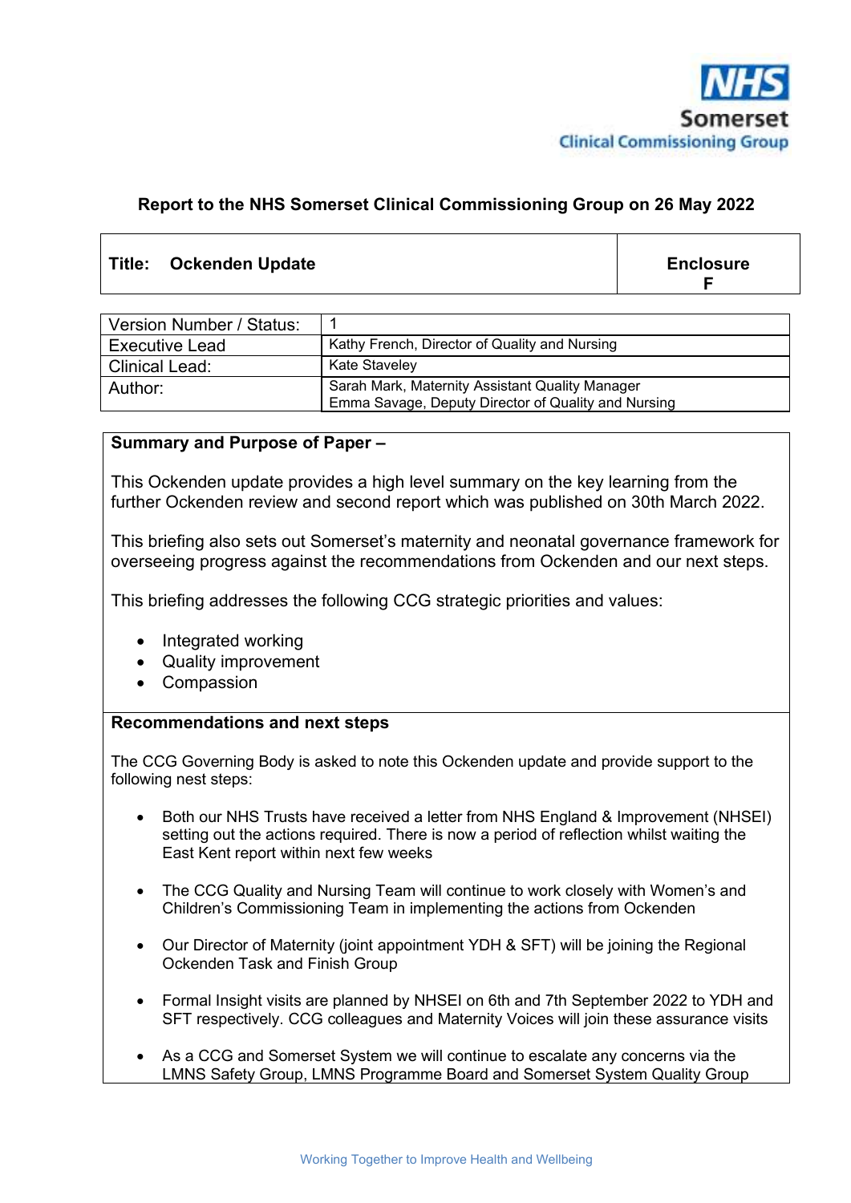NHS
Somerset
Clinical Commissioning Group

**Report to the NHS Somerset Clinical Commissioning Group on 26 May 2022**

| **Title: Ockenden Update** | **Enclosure F** |
|---|---|

| | |
|---|---|
| Version Number / Status: | 1 |
| Executive Lead | Kathy French, Director of Quality and Nursing |
| Clinical Lead: | Kate Staveley |
| Author: | Sarah Mark, Maternity Assistant Quality Manager<br>Emma Savage, Deputy Director of Quality and Nursing |

**Summary and Purpose of Paper –**

This Ockenden update provides a high level summary on the key learning from the further Ockenden review and second report which was published on 30th March 2022.

This briefing also sets out Somerset's maternity and neonatal governance framework for overseeing progress against the recommendations from Ockenden and our next steps.

This briefing addresses the following CCG strategic priorities and values:

- Integrated working
- Quality improvement
- Compassion

**Recommendations and next steps**

The CCG Governing Body is asked to note this Ockenden update and provide support to the following nest steps:

- Both our NHS Trusts have received a letter from NHS England & Improvement (NHSEI) setting out the actions required. There is now a period of reflection whilst waiting the East Kent report within next few weeks
- The CCG Quality and Nursing Team will continue to work closely with Women's and Children's Commissioning Team in implementing the actions from Ockenden
- Our Director of Maternity (joint appointment YDH & SFT) will be joining the Regional Ockenden Task and Finish Group
- Formal Insight visits are planned by NHSEI on 6th and 7th September 2022 to YDH and SFT respectively. CCG colleagues and Maternity Voices will join these assurance visits
- As a CCG and Somerset System we will continue to escalate any concerns via the LMNS Safety Group, LMNS Programme Board and Somerset System Quality Group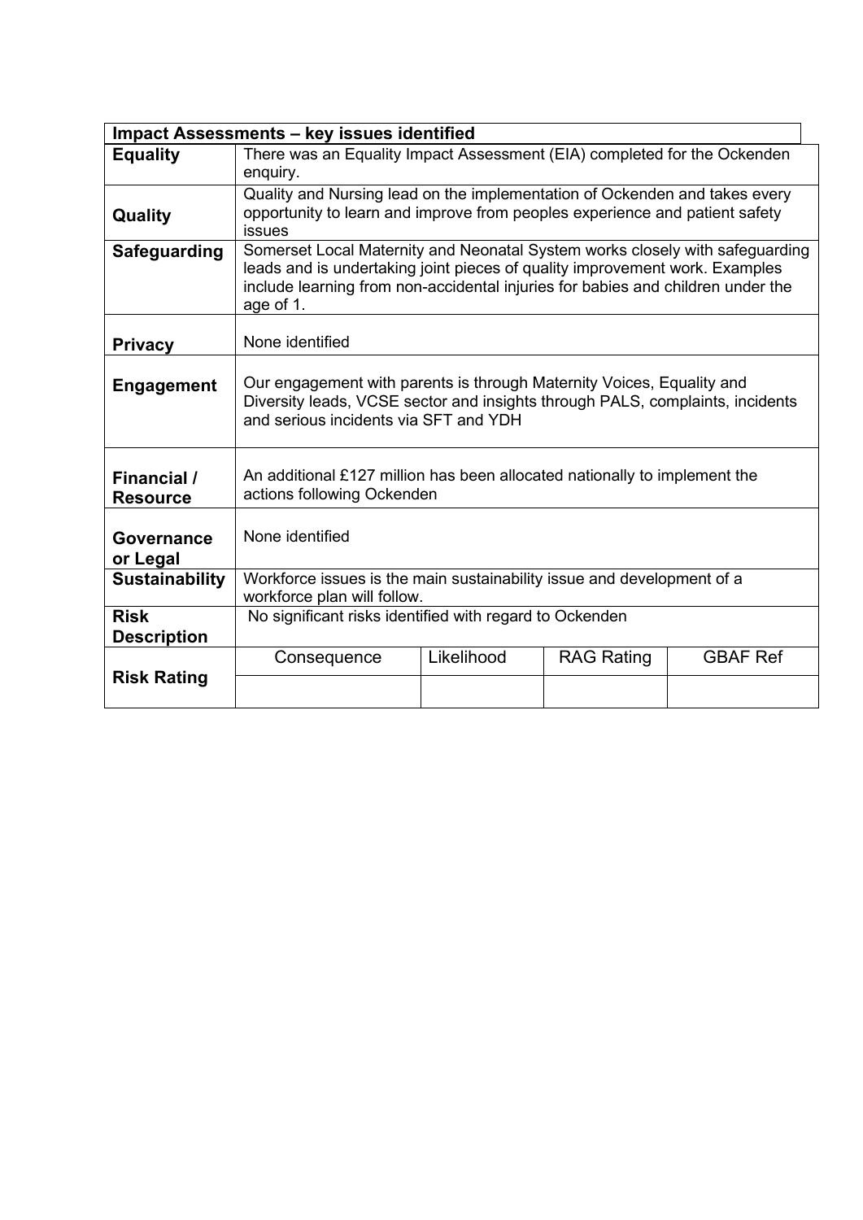| Impact Assessments – key issues identified | | | | |
|---|---|---|---|---|
| **Equality** | There was an Equality Impact Assessment (EIA) completed for the Ockenden enquiry. | | | |
| **Quality** | Quality and Nursing lead on the implementation of Ockenden and takes every opportunity to learn and improve from peoples experience and patient safety issues | | | |
| **Safeguarding** | Somerset Local Maternity and Neonatal System works closely with safeguarding leads and is undertaking joint pieces of quality improvement work. Examples include learning from non-accidental injuries for babies and children under the age of 1. | | | |
| **Privacy** | None identified | | | |
| **Engagement** | Our engagement with parents is through Maternity Voices, Equality and Diversity leads, VCSE sector and insights through PALS, complaints, incidents and serious incidents via SFT and YDH | | | |
| **Financial / Resource** | An additional £127 million has been allocated nationally to implement the actions following Ockenden | | | |
| **Governance or Legal** | None identified | | | |
| **Sustainability** | Workforce issues is the main sustainability issue and development of a workforce plan will follow. | | | |
| **Risk Description** | No significant risks identified with regard to Ockenden | | | |
| **Risk Rating** | Consequence | Likelihood | RAG Rating | GBAF Ref |
| | | | | |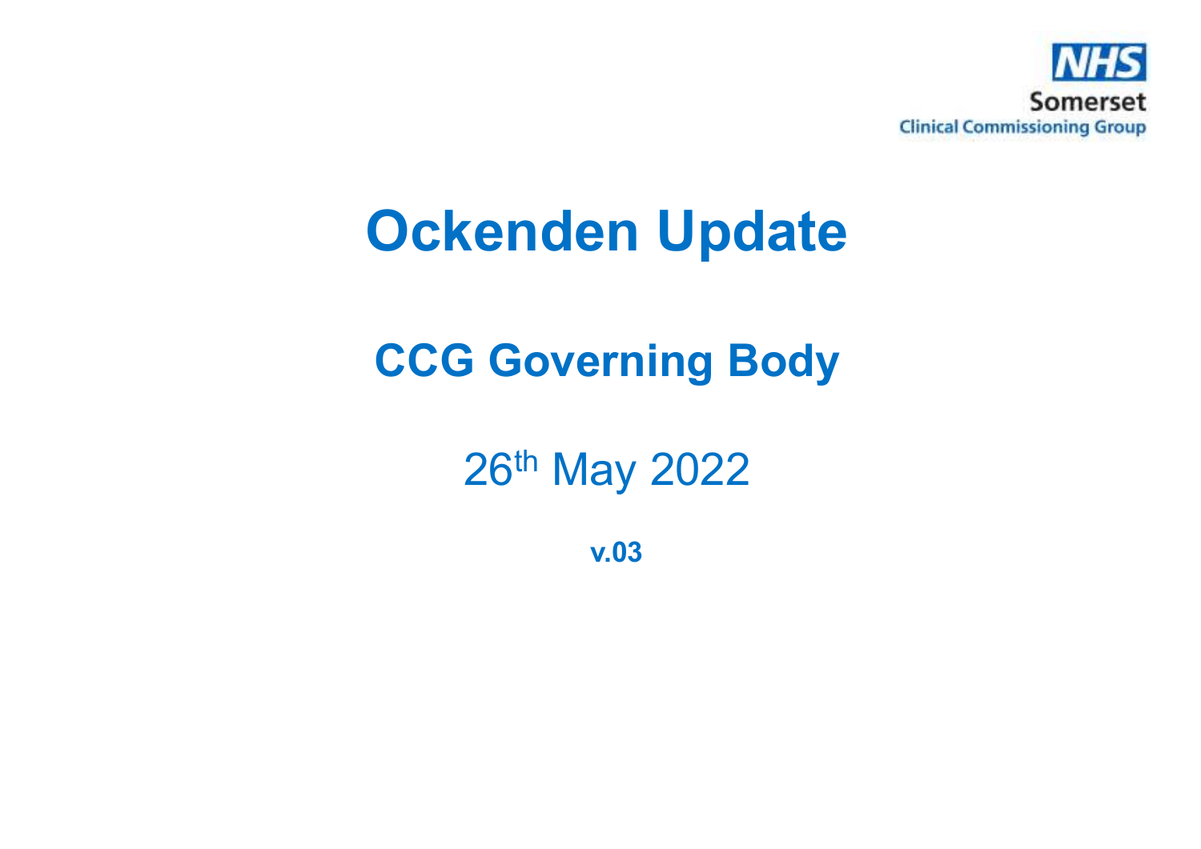NHS
Somerset
Clinical Commissioning Group

# Ockenden Update

## CCG Governing Body

26th May 2022

**v.03**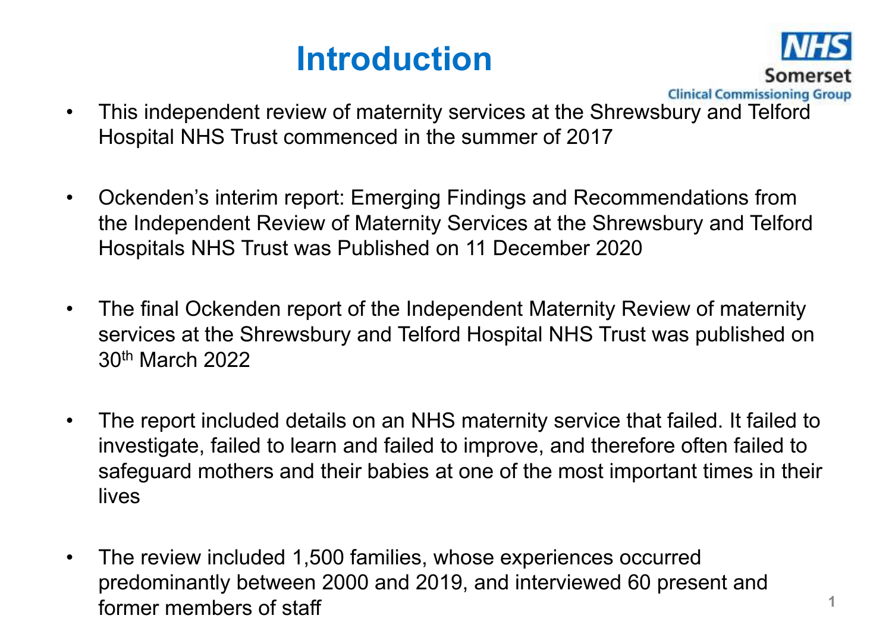# Introduction

- This independent review of maternity services at the Shrewsbury and Telford Hospital NHS Trust commenced in the summer of 2017
- Ockenden's interim report: Emerging Findings and Recommendations from the Independent Review of Maternity Services at the Shrewsbury and Telford Hospitals NHS Trust was Published on 11 December 2020
- The final Ockenden report of the Independent Maternity Review of maternity services at the Shrewsbury and Telford Hospital NHS Trust was published on 30th March 2022
- The report included details on an NHS maternity service that failed. It failed to investigate, failed to learn and failed to improve, and therefore often failed to safeguard mothers and their babies at one of the most important times in their lives
- The review included 1,500 families, whose experiences occurred predominantly between 2000 and 2019, and interviewed 60 present and former members of staff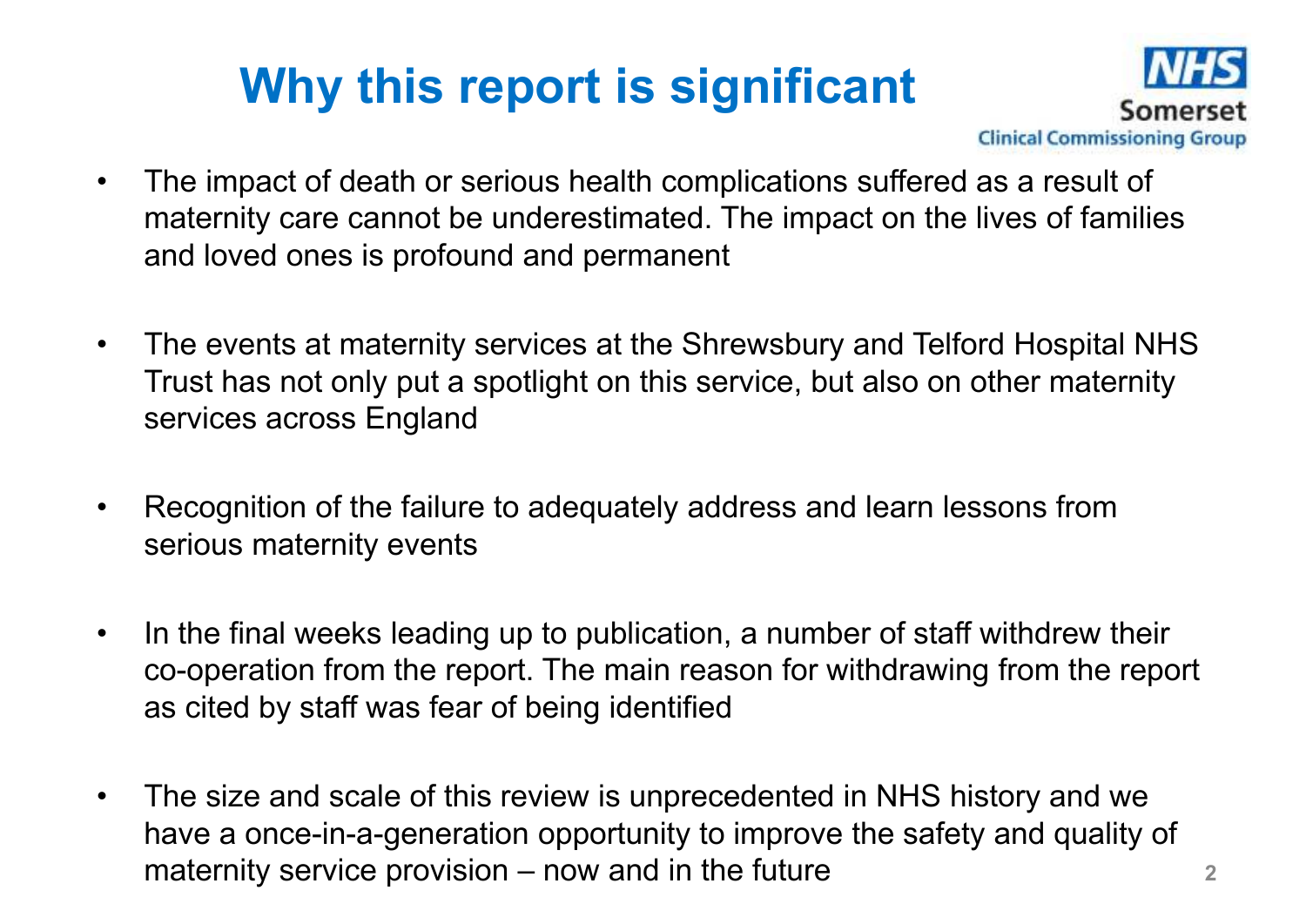# Why this report is significant

NHS Somerset Clinical Commissioning Group

- The impact of death or serious health complications suffered as a result of maternity care cannot be underestimated. The impact on the lives of families and loved ones is profound and permanent
- The events at maternity services at the Shrewsbury and Telford Hospital NHS Trust has not only put a spotlight on this service, but also on other maternity services across England
- Recognition of the failure to adequately address and learn lessons from serious maternity events
- In the final weeks leading up to publication, a number of staff withdrew their co-operation from the report. The main reason for withdrawing from the report as cited by staff was fear of being identified
- The size and scale of this review is unprecedented in NHS history and we have a once-in-a-generation opportunity to improve the safety and quality of maternity service provision – now and in the future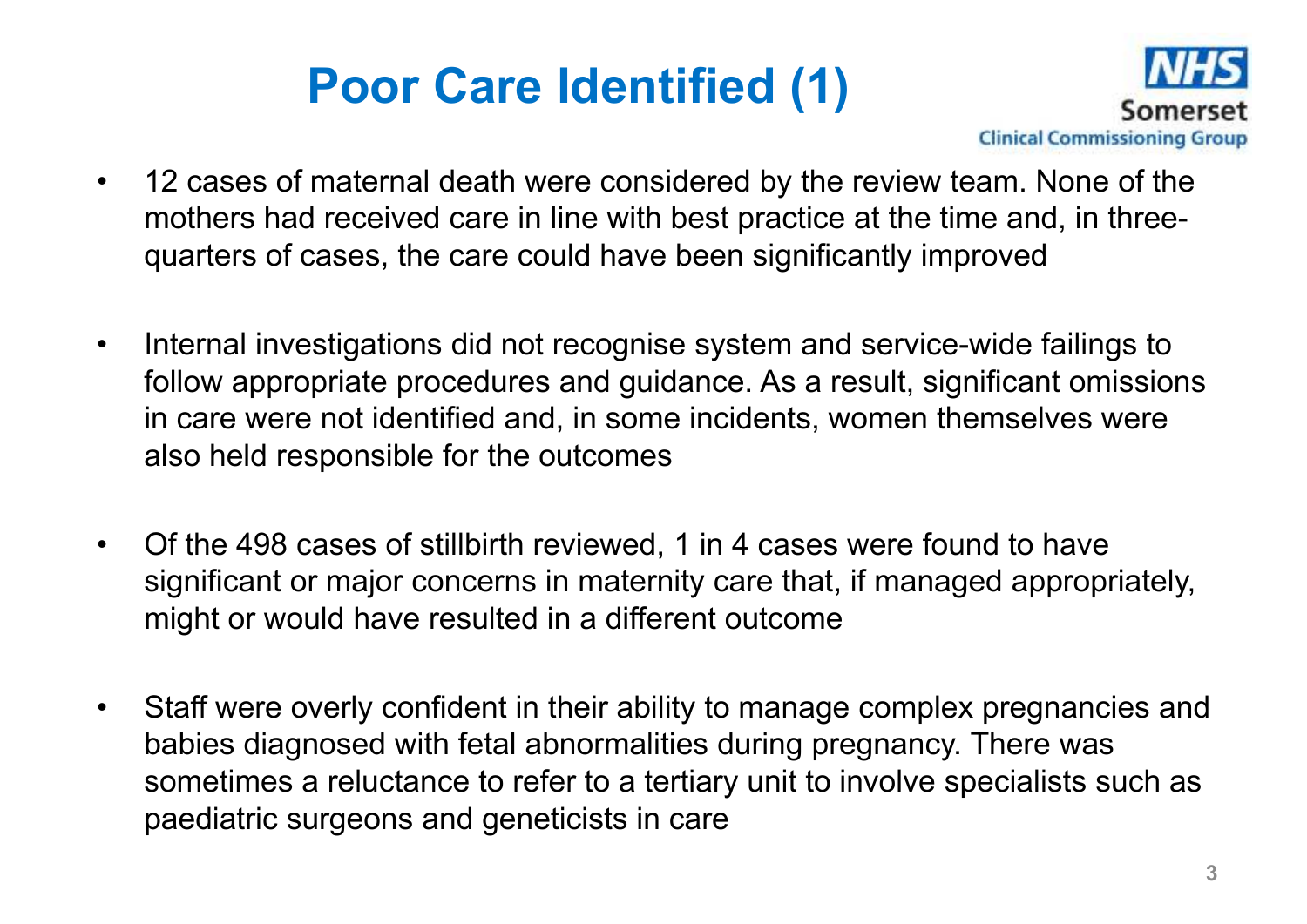# Poor Care Identified (1)

- 12 cases of maternal death were considered by the review team. None of the mothers had received care in line with best practice at the time and, in three-quarters of cases, the care could have been significantly improved

- Internal investigations did not recognise system and service-wide failings to follow appropriate procedures and guidance. As a result, significant omissions in care were not identified and, in some incidents, women themselves were also held responsible for the outcomes

- Of the 498 cases of stillbirth reviewed, 1 in 4 cases were found to have significant or major concerns in maternity care that, if managed appropriately, might or would have resulted in a different outcome

- Staff were overly confident in their ability to manage complex pregnancies and babies diagnosed with fetal abnormalities during pregnancy. There was sometimes a reluctance to refer to a tertiary unit to involve specialists such as paediatric surgeons and geneticists in care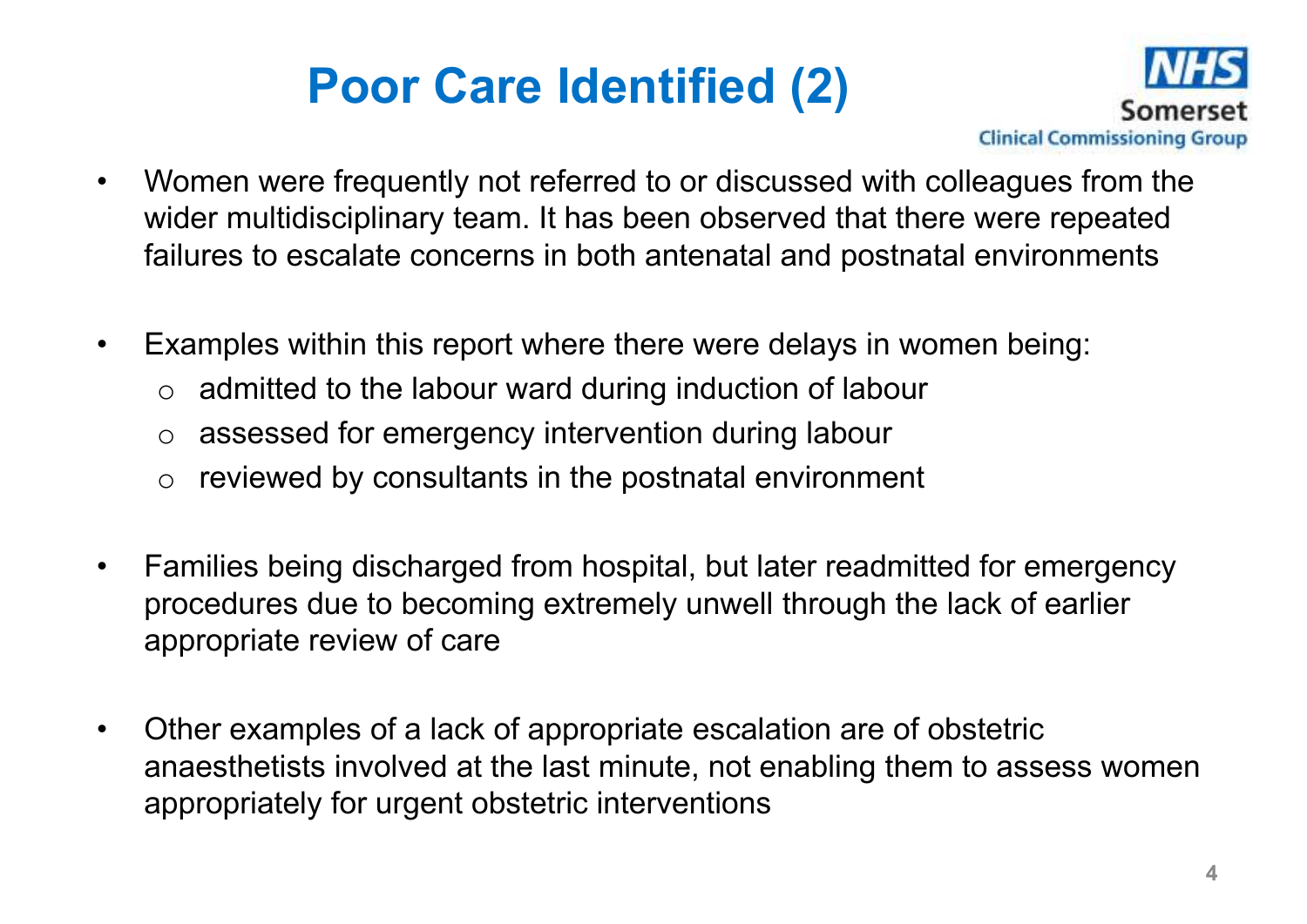# Poor Care Identified (2)

- Women were frequently not referred to or discussed with colleagues from the wider multidisciplinary team. It has been observed that there were repeated failures to escalate concerns in both antenatal and postnatal environments

- Examples within this report where there were delays in women being:
  - admitted to the labour ward during induction of labour
  - assessed for emergency intervention during labour
  - reviewed by consultants in the postnatal environment

- Families being discharged from hospital, but later readmitted for emergency procedures due to becoming extremely unwell through the lack of earlier appropriate review of care

- Other examples of a lack of appropriate escalation are of obstetric anaesthetists involved at the last minute, not enabling them to assess women appropriately for urgent obstetric interventions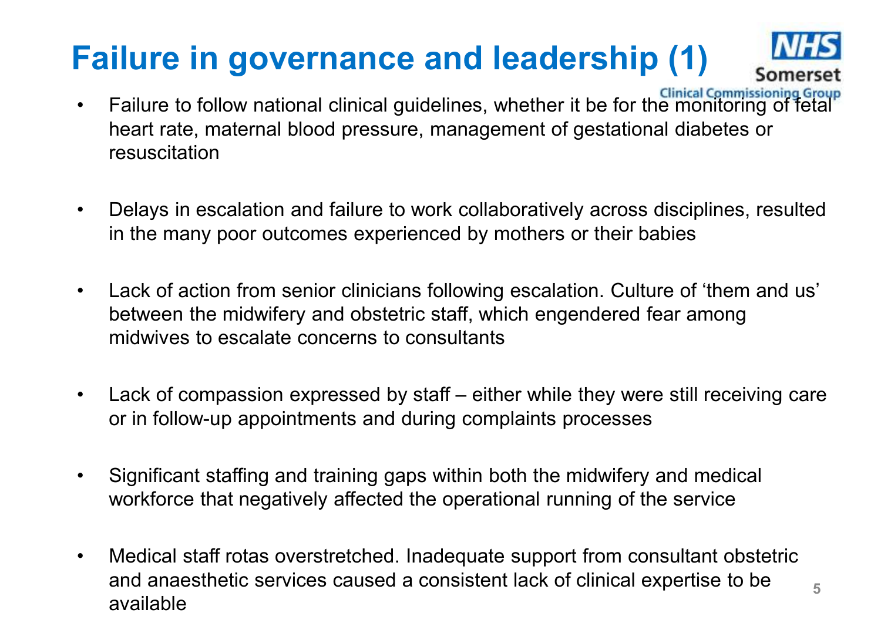# Failure in governance and leadership (1)

- Failure to follow national clinical guidelines, whether it be for the monitoring of fetal heart rate, maternal blood pressure, management of gestational diabetes or resuscitation
- Delays in escalation and failure to work collaboratively across disciplines, resulted in the many poor outcomes experienced by mothers or their babies
- Lack of action from senior clinicians following escalation. Culture of 'them and us' between the midwifery and obstetric staff, which engendered fear among midwives to escalate concerns to consultants
- Lack of compassion expressed by staff – either while they were still receiving care or in follow-up appointments and during complaints processes
- Significant staffing and training gaps within both the midwifery and medical workforce that negatively affected the operational running of the service
- Medical staff rotas overstretched. Inadequate support from consultant obstetric and anaesthetic services caused a consistent lack of clinical expertise to be available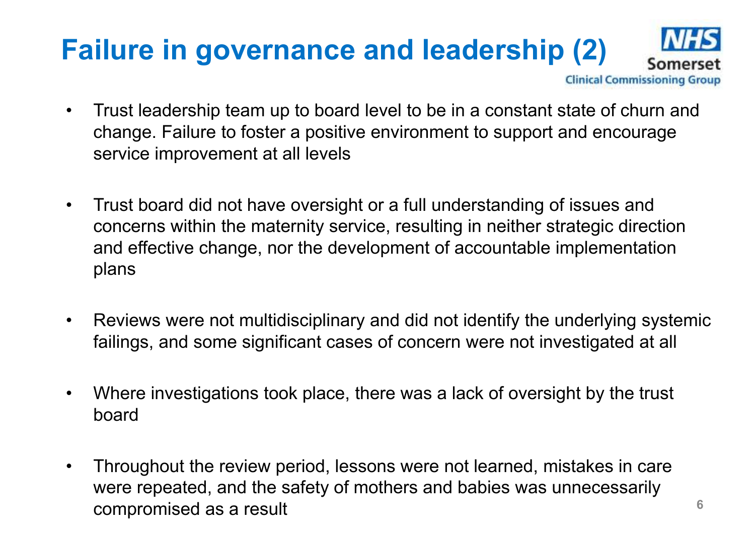# Failure in governance and leadership (2)

- Trust leadership team up to board level to be in a constant state of churn and change. Failure to foster a positive environment to support and encourage service improvement at all levels
- Trust board did not have oversight or a full understanding of issues and concerns within the maternity service, resulting in neither strategic direction and effective change, nor the development of accountable implementation plans
- Reviews were not multidisciplinary and did not identify the underlying systemic failings, and some significant cases of concern were not investigated at all
- Where investigations took place, there was a lack of oversight by the trust board
- Throughout the review period, lessons were not learned, mistakes in care were repeated, and the safety of mothers and babies was unnecessarily compromised as a result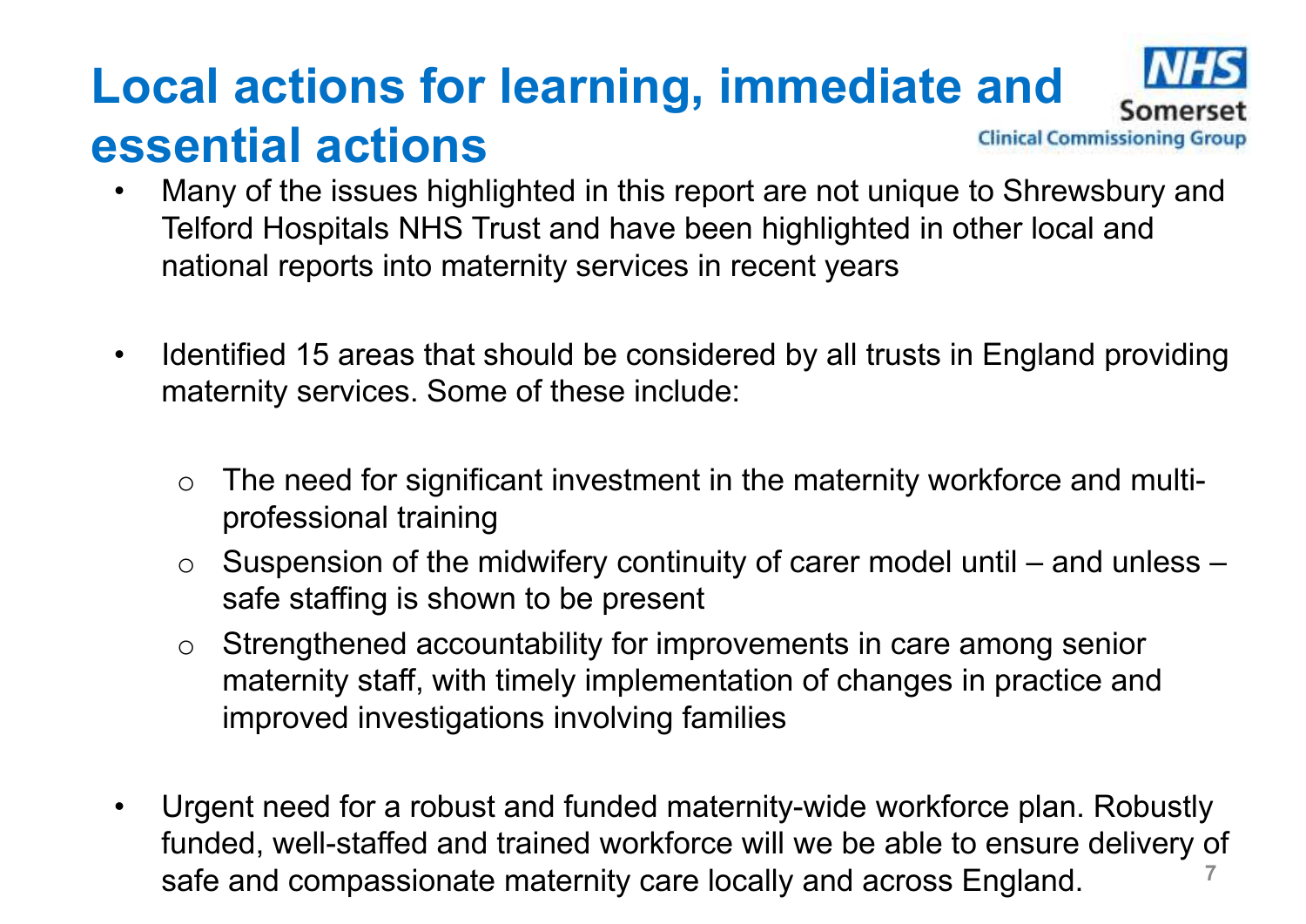# Local actions for learning, immediate and essential actions

- Many of the issues highlighted in this report are not unique to Shrewsbury and Telford Hospitals NHS Trust and have been highlighted in other local and national reports into maternity services in recent years

- Identified 15 areas that should be considered by all trusts in England providing maternity services. Some of these include:

  - The need for significant investment in the maternity workforce and multi-professional training
  - Suspension of the midwifery continuity of carer model until – and unless – safe staffing is shown to be present
  - Strengthened accountability for improvements in care among senior maternity staff, with timely implementation of changes in practice and improved investigations involving families

- Urgent need for a robust and funded maternity-wide workforce plan. Robustly funded, well-staffed and trained workforce will we be able to ensure delivery of safe and compassionate maternity care locally and across England.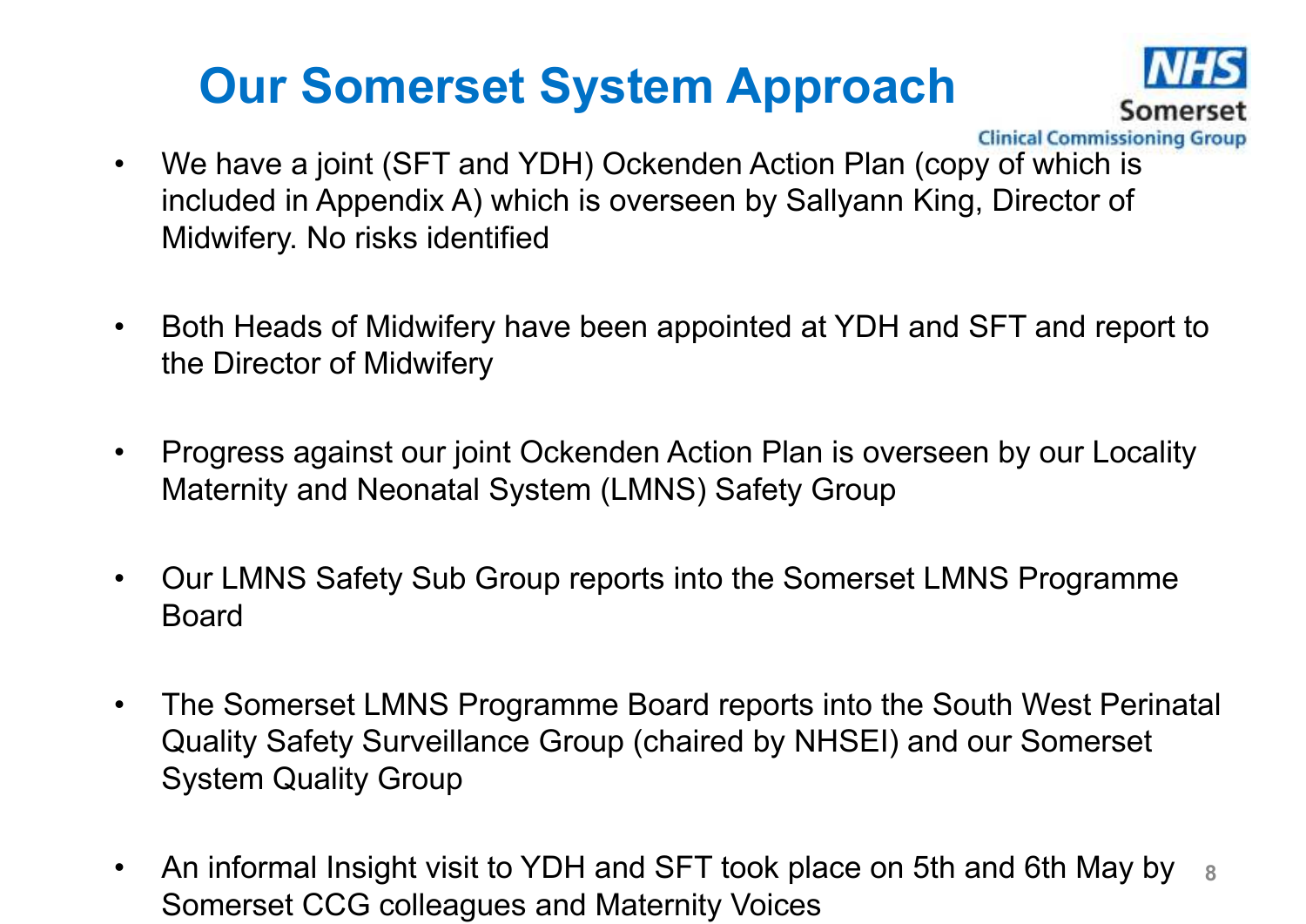# Our Somerset System Approach

- We have a joint (SFT and YDH) Ockenden Action Plan (copy of which is included in Appendix A) which is overseen by Sallyann King, Director of Midwifery. No risks identified
- Both Heads of Midwifery have been appointed at YDH and SFT and report to the Director of Midwifery
- Progress against our joint Ockenden Action Plan is overseen by our Locality Maternity and Neonatal System (LMNS) Safety Group
- Our LMNS Safety Sub Group reports into the Somerset LMNS Programme Board
- The Somerset LMNS Programme Board reports into the South West Perinatal Quality Safety Surveillance Group (chaired by NHSEI) and our Somerset System Quality Group
- An informal Insight visit to YDH and SFT took place on 5th and 6th May by Somerset CCG colleagues and Maternity Voices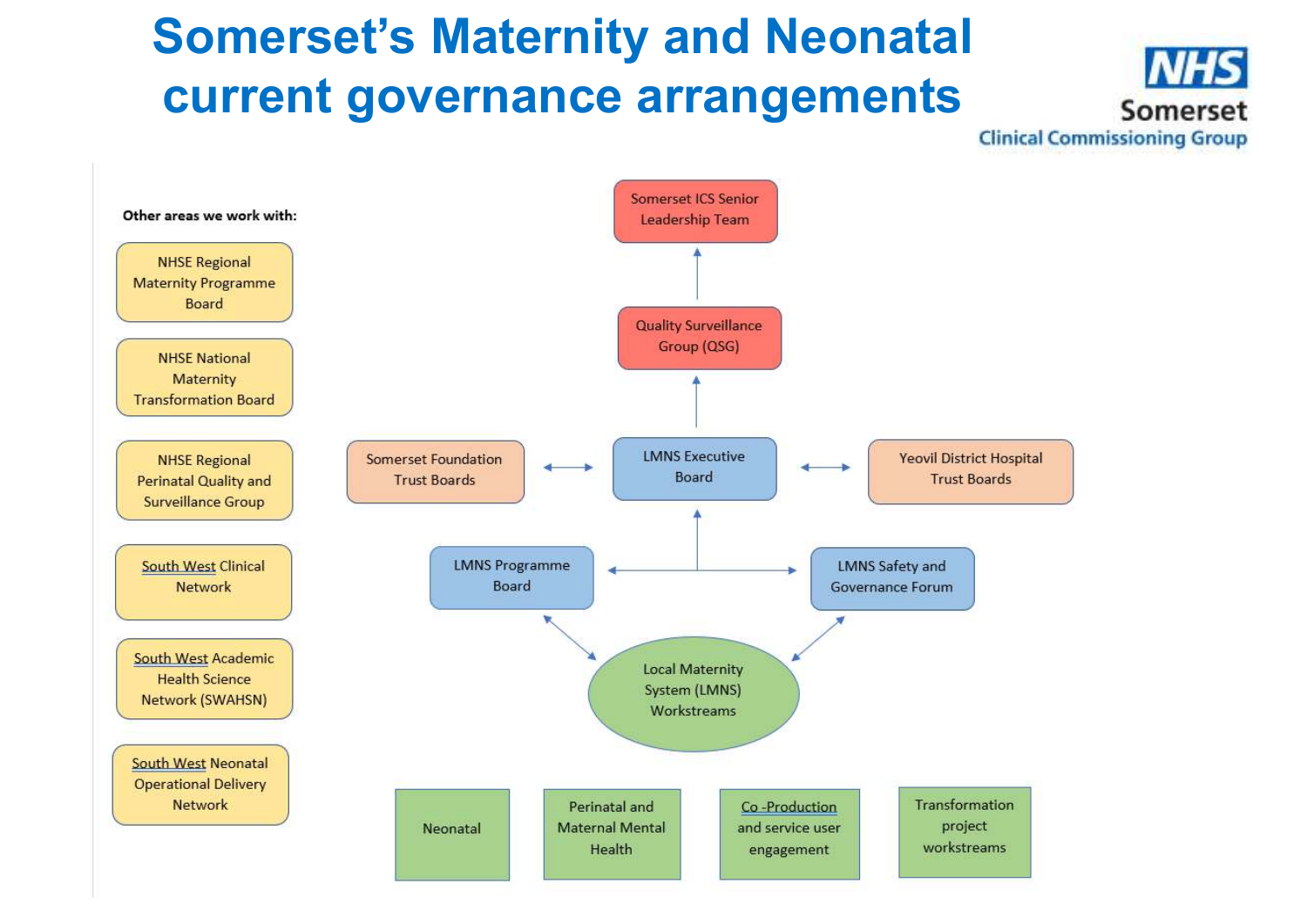# Somerset's Maternity and Neonatal current governance arrangements

NHS Somerset Clinical Commissioning Group

**Other areas we work with:**

- NHSE Regional Maternity Programme Board
- NHSE National Maternity Transformation Board
- NHSE Regional Perinatal Quality and Surveillance Group
- South West Clinical Network
- South West Academic Health Science Network (SWAHSN)
- South West Neonatal Operational Delivery Network

Somerset ICS Senior Leadership Team

Quality Surveillance Group (QSG)

Somerset Foundation Trust Boards

LMNS Executive Board

Yeovil District Hospital Trust Boards

LMNS Programme Board

LMNS Safety and Governance Forum

Local Maternity System (LMNS) Workstreams

- Neonatal
- Perinatal and Maternal Mental Health
- Co-Production and service user engagement
- Transformation project workstreams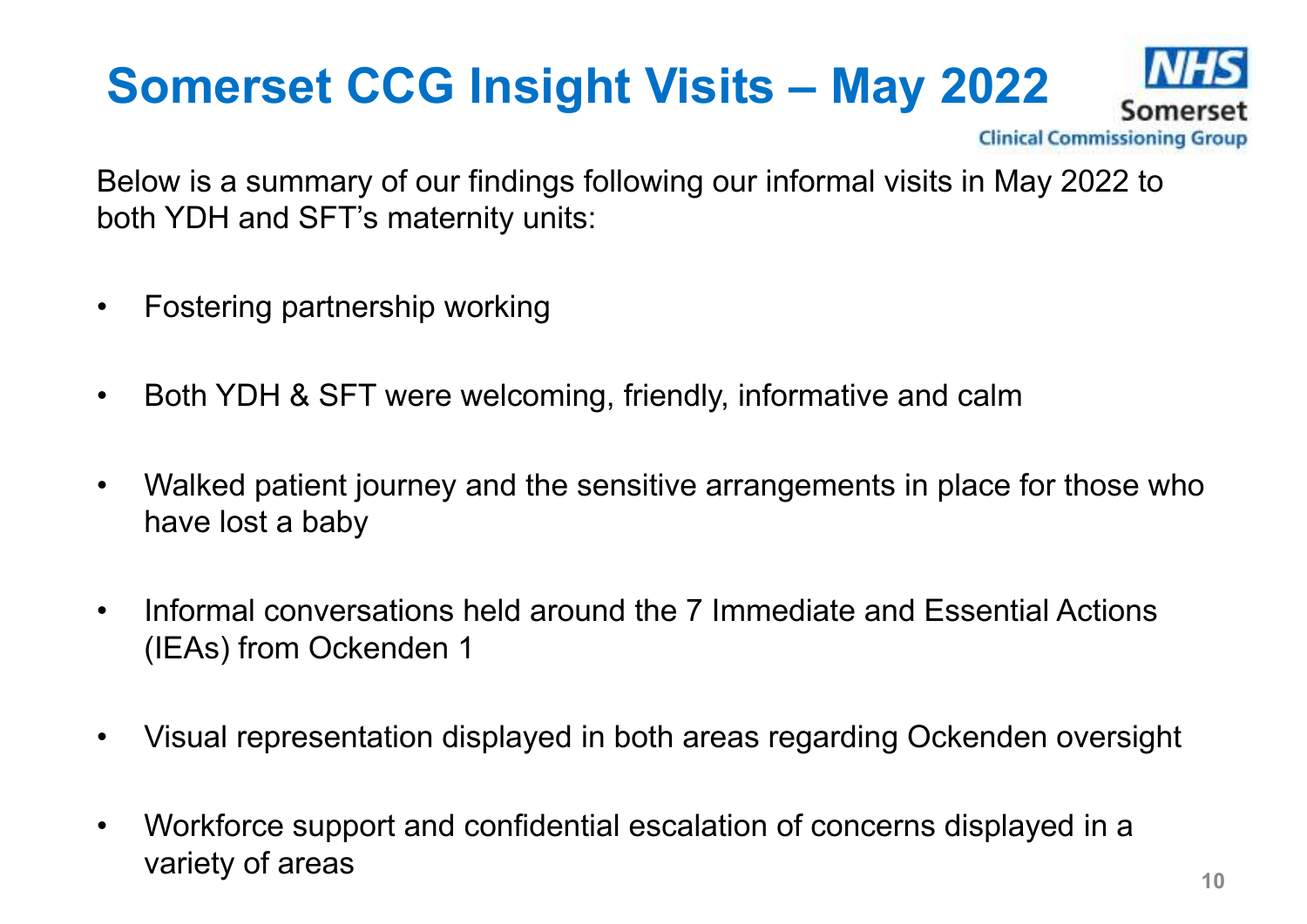# Somerset CCG Insight Visits – May 2022

Below is a summary of our findings following our informal visits in May 2022 to both YDH and SFT's maternity units:

- Fostering partnership working
- Both YDH & SFT were welcoming, friendly, informative and calm
- Walked patient journey and the sensitive arrangements in place for those who have lost a baby
- Informal conversations held around the 7 Immediate and Essential Actions (IEAs) from Ockenden 1
- Visual representation displayed in both areas regarding Ockenden oversight
- Workforce support and confidential escalation of concerns displayed in a variety of areas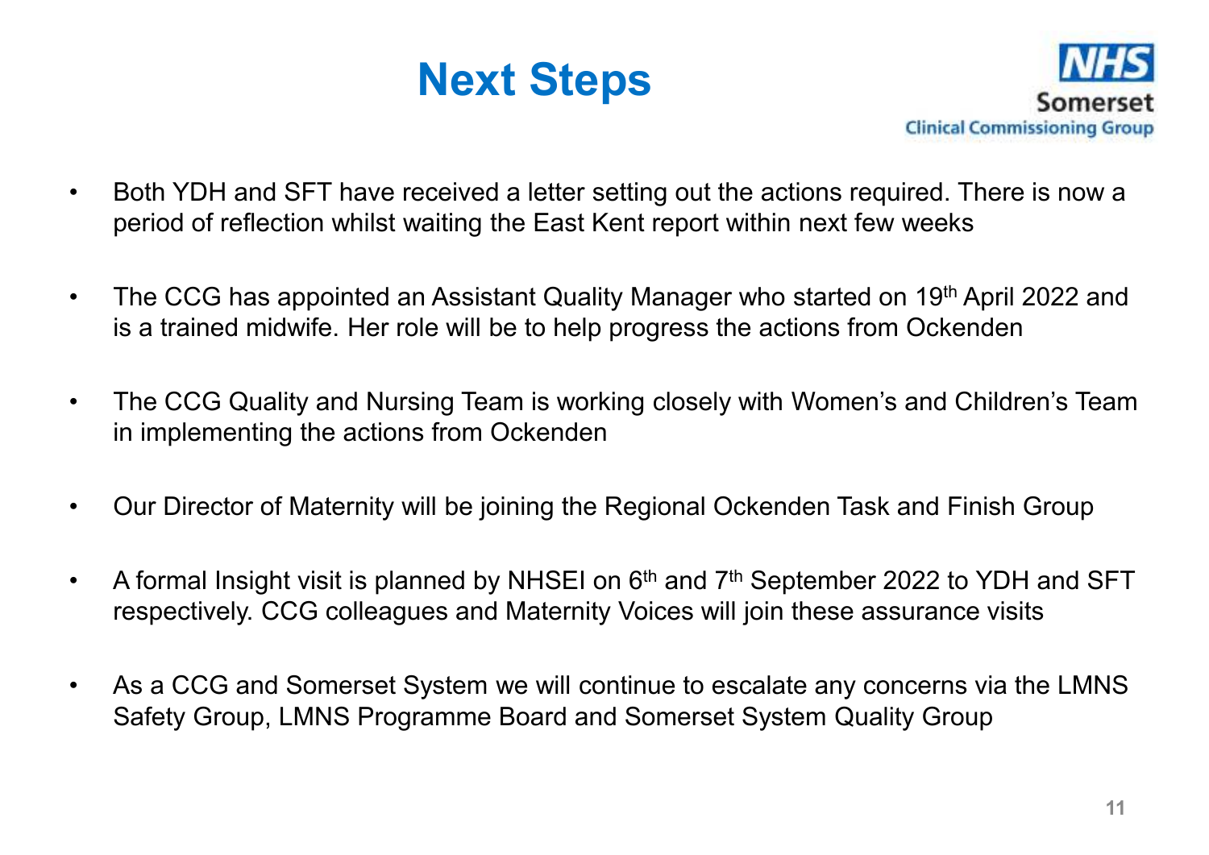# Next Steps

NHS Somerset Clinical Commissioning Group

- Both YDH and SFT have received a letter setting out the actions required. There is now a period of reflection whilst waiting the East Kent report within next few weeks
- The CCG has appointed an Assistant Quality Manager who started on 19th April 2022 and is a trained midwife. Her role will be to help progress the actions from Ockenden
- The CCG Quality and Nursing Team is working closely with Women's and Children's Team in implementing the actions from Ockenden
- Our Director of Maternity will be joining the Regional Ockenden Task and Finish Group
- A formal Insight visit is planned by NHSEI on 6th and 7th September 2022 to YDH and SFT respectively. CCG colleagues and Maternity Voices will join these assurance visits
- As a CCG and Somerset System we will continue to escalate any concerns via the LMNS Safety Group, LMNS Programme Board and Somerset System Quality Group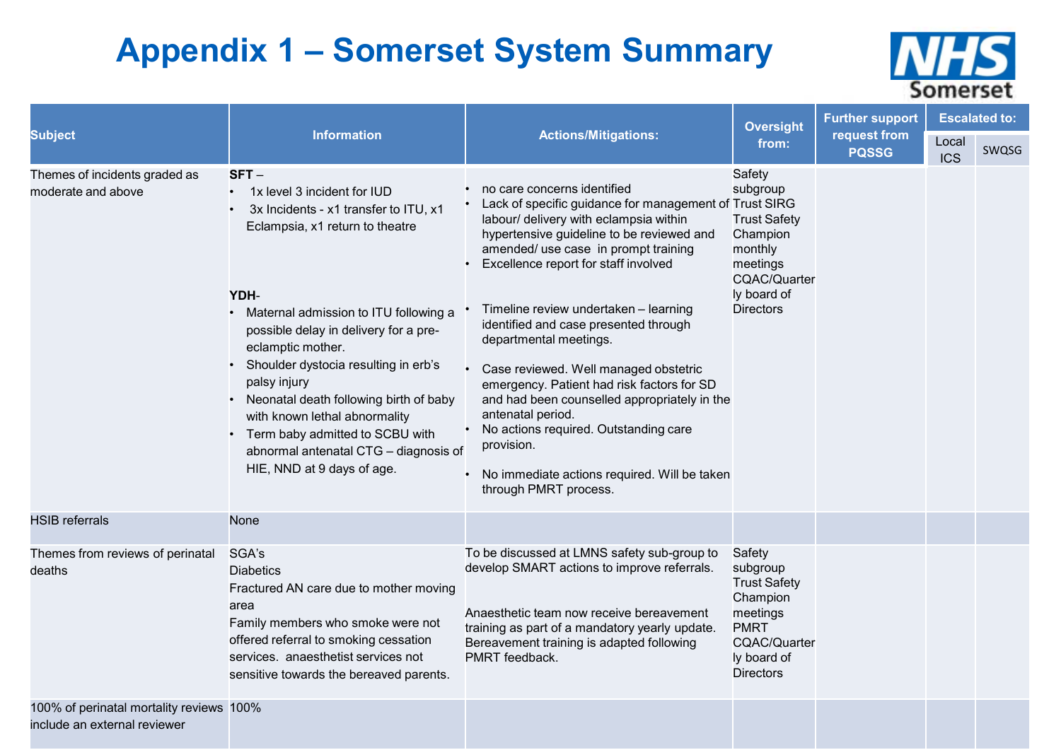# Appendix 1 – Somerset System Summary

| Subject | Information | Actions/Mitigations: | Oversight from: | Further support request from PQSSG | Escalated to: | |
|---|---|---|---|---|---|---|
| | | | | | Local ICS | SWQSG |
| Themes of incidents graded as moderate and above | **SFT** – <br>• 1x level 3 incident for IUD<br>• 3x Incidents - x1 transfer to ITU, x1 Eclampsia, x1 return to theatre<br><br>**YDH**-<br>• Maternal admission to ITU following a possible delay in delivery for a pre-eclamptic mother.<br>• Shoulder dystocia resulting in erb's palsy injury<br>• Neonatal death following birth of baby with known lethal abnormality<br>• Term baby admitted to SCBU with abnormal antenatal CTG – diagnosis of HIE, NND at 9 days of age. | • no care concerns identified<br>• Lack of specific guidance for management of labour/ delivery with eclampsia within hypertensive guideline to be reviewed and amended/ use case in prompt training<br>• Excellence report for staff involved<br><br>• Timeline review undertaken – learning identified and case presented through departmental meetings.<br>• Case reviewed. Well managed obstetric emergency. Patient had risk factors for SD and had been counselled appropriately in the antenatal period.<br>• No actions required. Outstanding care provision.<br>• No immediate actions required. Will be taken through PMRT process. | Safety subgroup<br>Trust SIRG<br>Trust Safety Champion monthly meetings<br>CQAC/Quarterly board of Directors | | | |
| HSIB referrals | None | | | | | |
| Themes from reviews of perinatal deaths | SGA's<br>Diabetics<br>Fractured AN care due to mother moving area<br>Family members who smoke were not offered referral to smoking cessation services. anaesthetist services not sensitive towards the bereaved parents. | To be discussed at LMNS safety sub-group to develop SMART actions to improve referrals.<br><br>Anaesthetic team now receive bereavement training as part of a mandatory yearly update. Bereavement training is adapted following PMRT feedback. | Safety subgroup<br>Trust Safety Champion meetings<br>PMRT<br>CQAC/Quarterly board of Directors | | | |
| 100% of perinatal mortality reviews include an external reviewer | 100% | | | | | |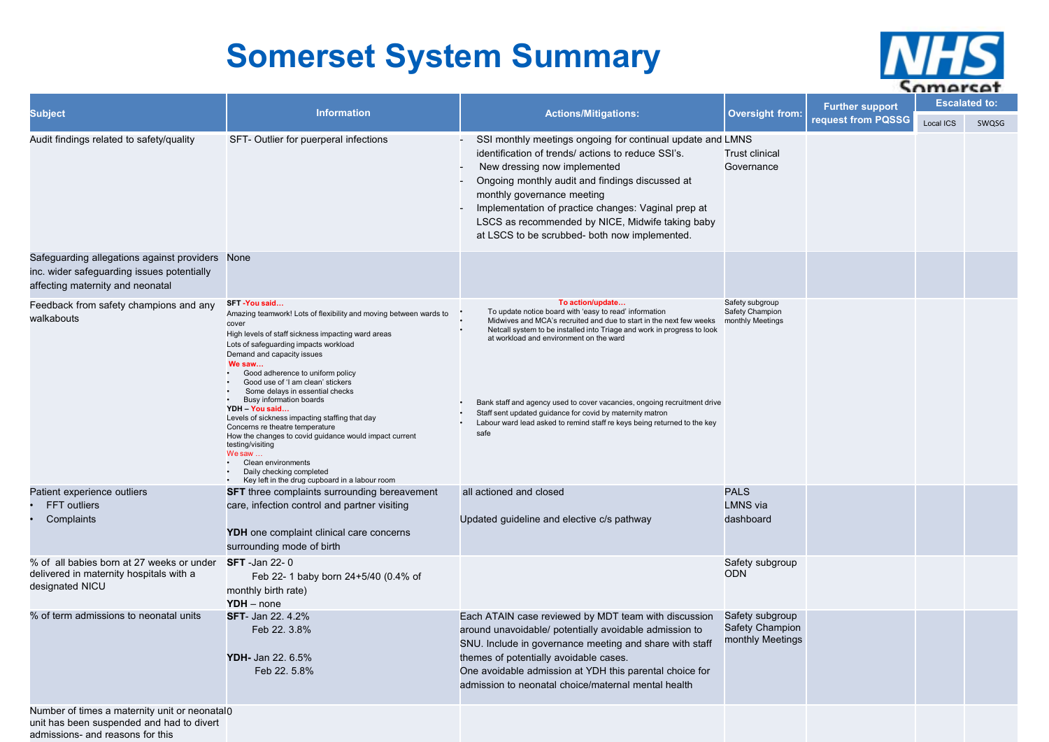# Somerset System Summary

| Subject | Information | Actions/Mitigations: | Oversight from: | Further support request from PQSSG | Escalated to: | |
|---|---|---|---|---|---|---|
| | | | | | Local ICS | SWQSG |
| Audit findings related to safety/quality | SFT- Outlier for puerperal infections | - SSI monthly meetings ongoing for continual update and identification of trends/ actions to reduce SSI's.<br>- New dressing now implemented<br>- Ongoing monthly audit and findings discussed at monthly governance meeting<br>- Implementation of practice changes: Vaginal prep at LSCS as recommended by NICE, Midwife taking baby at LSCS to be scrubbed- both now implemented. | LMNS<br>Trust clinical Governance | | | |
| Safeguarding allegations against providers inc. wider safeguarding issues potentially affecting maternity and neonatal | None | | | | | |
| Feedback from safety champions and any walkabouts | **SFT -You said…**<br>Amazing teamwork! Lots of flexibility and moving between wards to cover<br>High levels of staff sickness impacting ward areas<br>Lots of safeguarding impacts workload<br>Demand and capacity issues<br>**We saw…**<br>• Good adherence to uniform policy<br>• Good use of 'I am clean' stickers<br>• Some delays in essential checks<br>• Busy information boards<br>**YDH – You said…**<br>Levels of sickness impacting staffing that day<br>Concerns re theatre temperature<br>How the changes to covid guidance would impact current testing/visiting<br>We saw …<br>• Clean environments<br>• Daily checking completed<br>• Key left in the drug cupboard in a labour room | **To action/update…**<br>• To update notice board with 'easy to read' information<br>• Midwives and MCA's recruited and due to start in the next few weeks<br>• Netcall system to be installed into Triage and work in progress to look at workload and environment on the ward<br><br>• Bank staff and agency used to cover vacancies, ongoing recruitment drive<br>• Staff sent updated guidance for covid by maternity matron<br>• Labour ward lead asked to remind staff re keys being returned to the key safe | Safety subgroup<br>Safety Champion monthly Meetings | | | |
| Patient experience outliers<br>• FFT outliers<br>• Complaints | **SFT** three complaints surrounding bereavement care, infection control and partner visiting<br><br>**YDH** one complaint clinical care concerns surrounding mode of birth | all actioned and closed<br><br>Updated guideline and elective c/s pathway | PALS<br>LMNS via dashboard | | | |
| % of all babies born at 27 weeks or under delivered in maternity hospitals with a designated NICU | **SFT** -Jan 22- 0<br>Feb 22- 1 baby born 24+5/40 (0.4% of monthly birth rate)<br>**YDH** – none | | Safety subgroup<br>ODN | | | |
| % of term admissions to neonatal units | **SFT**- Jan 22. 4.2%<br>Feb 22. 3.8%<br><br>**YDH**- Jan 22. 6.5%<br>Feb 22. 5.8% | Each ATAIN case reviewed by MDT team with discussion around unavoidable/ potentially avoidable admission to SNU. Include in governance meeting and share with staff themes of potentially avoidable cases.<br>One avoidable admission at YDH this parental choice for admission to neonatal choice/maternal mental health | Safety subgroup<br>Safety Champion monthly Meetings | | | |
| Number of times a maternity unit or neonatal unit has been suspended and had to divert admissions- and reasons for this | 0 | | | | | |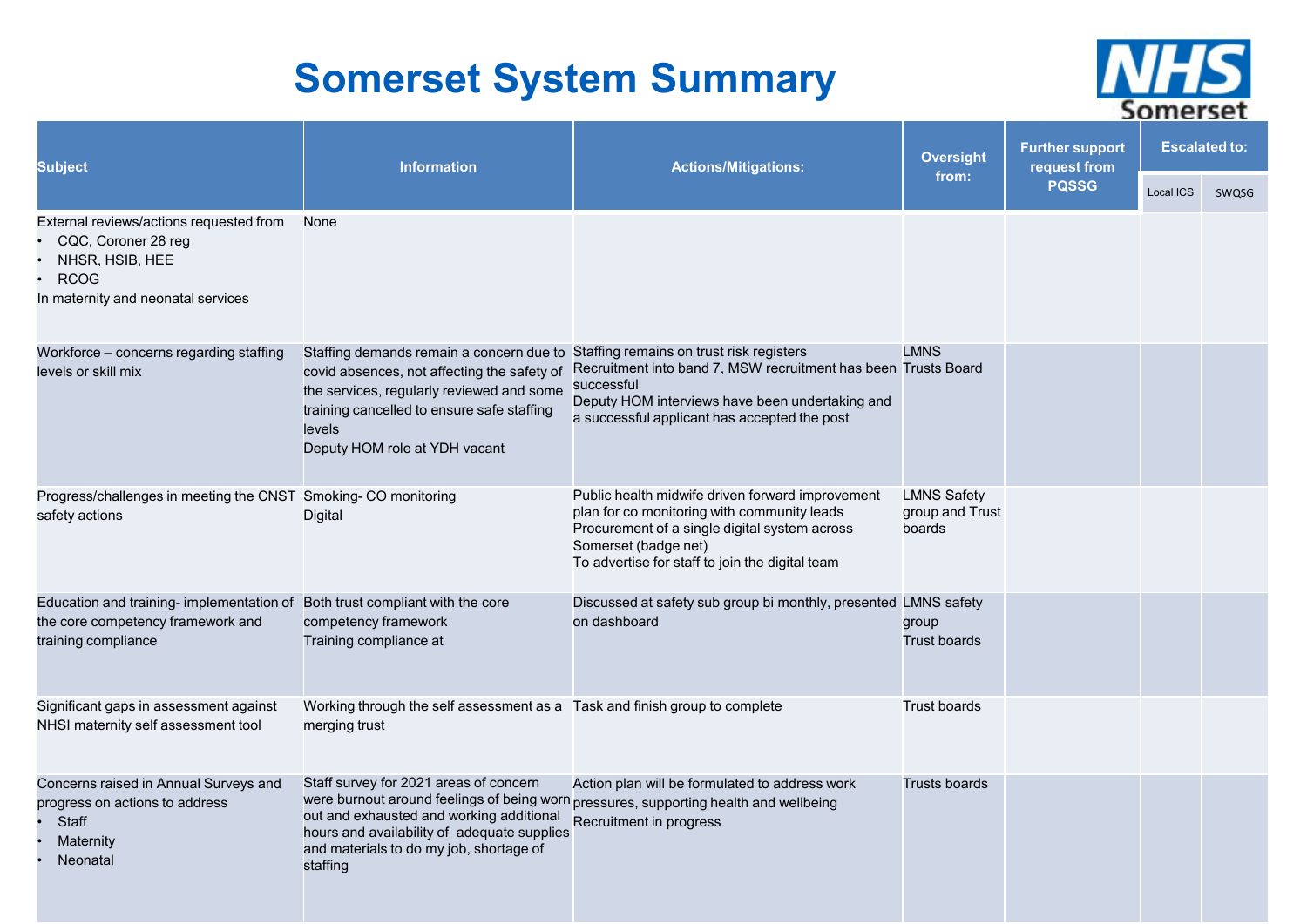# Somerset System Summary

| Subject | Information | Actions/Mitigations: | Oversight from: | Further support request from PQSSG | Escalated to: | |
|---|---|---|---|---|---|---|
| | | | | | Local ICS | SWQSG |
| External reviews/actions requested from<br>• CQC, Coroner 28 reg<br>• NHSR, HSIB, HEE<br>• RCOG<br>In maternity and neonatal services | None | | | | | |
| Workforce – concerns regarding staffing levels or skill mix | Staffing demands remain a concern due to covid absences, not affecting the safety of the services, regularly reviewed and some training cancelled to ensure safe staffing levels<br>Deputy HOM role at YDH vacant | Staffing remains on trust risk registers<br>Recruitment into band 7, MSW recruitment has been successful<br>Deputy HOM interviews have been undertaking and a successful applicant has accepted the post | LMNS<br>Trusts Board | | | |
| Progress/challenges in meeting the CNST safety actions | Smoking- CO monitoring<br>Digital | Public health midwife driven forward improvement plan for co monitoring with community leads<br>Procurement of a single digital system across Somerset (badge net)<br>To advertise for staff to join the digital team | LMNS Safety group and Trust boards | | | |
| Education and training- implementation of the core competency framework and training compliance | Both trust compliant with the core competency framework<br>Training compliance at | Discussed at safety sub group bi monthly, presented on dashboard | LMNS safety group<br>Trust boards | | | |
| Significant gaps in assessment against NHSI maternity self assessment tool | Working through the self assessment as a merging trust | Task and finish group to complete | Trust boards | | | |
| Concerns raised in Annual Surveys and progress on actions to address<br>• Staff<br>• Maternity<br>• Neonatal | Staff survey for 2021 areas of concern were burnout around feelings of being worn out and exhausted and working additional hours and availability of adequate supplies and materials to do my job, shortage of staffing | Action plan will be formulated to address work pressures, supporting health and wellbeing<br>Recruitment in progress | Trusts boards | | | |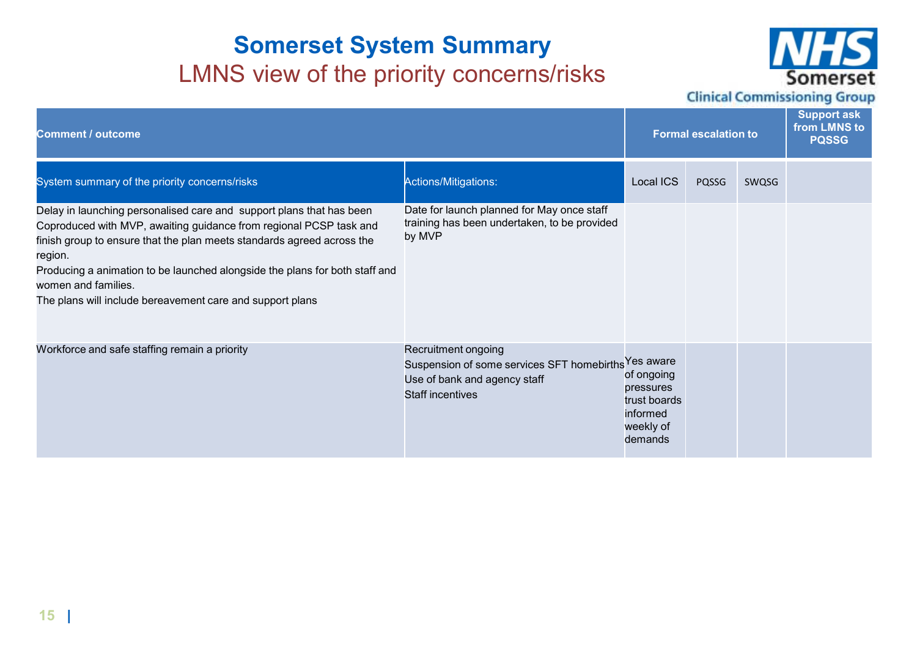# Somerset System Summary

## LMNS view of the priority concerns/risks

NHS Somerset Clinical Commissioning Group

| Comment / outcome | | Formal escalation to | | | Support ask from LMNS to PQSSG |
|---|---|---|---|---|---|
| System summary of the priority concerns/risks | Actions/Mitigations: | Local ICS | PQSSG | SWQSG | |
| Delay in launching personalised care and support plans that has been Coproduced with MVP, awaiting guidance from regional PCSP task and finish group to ensure that the plan meets standards agreed across the region.<br>Producing a animation to be launched alongside the plans for both staff and women and families.<br>The plans will include bereavement care and support plans | Date for launch planned for May once staff training has been undertaken, to be provided by MVP | | | | |
| Workforce and safe staffing remain a priority | Recruitment ongoing<br>Suspension of some services SFT homebirths<br>Use of bank and agency staff<br>Staff incentives | Yes aware of ongoing pressures trust boards informed weekly of demands | | | |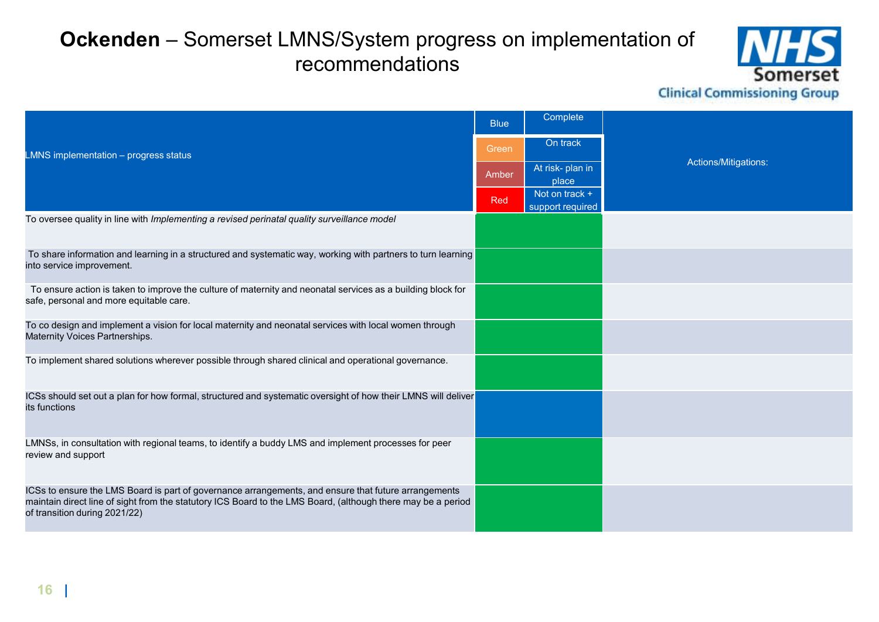# **Ockenden** – Somerset LMNS/System progress on implementation of recommendations

NHS Somerset Clinical Commissioning Group

| LMNS implementation – progress status | Blue: Complete / Green: On track / Amber: At risk- plan in place / Red: Not on track + support required | Actions/Mitigations: |
|---|---|---|
| To oversee quality in line with *Implementing a revised perinatal quality surveillance model* | Green | |
| To share information and learning in a structured and systematic way, working with partners to turn learning into service improvement. | Green | |
| To ensure action is taken to improve the culture of maternity and neonatal services as a building block for safe, personal and more equitable care. | Green | |
| To co design and implement a vision for local maternity and neonatal services with local women through Maternity Voices Partnerships. | Green | |
| To implement shared solutions wherever possible through shared clinical and operational governance. | Green | |
| ICSs should set out a plan for how formal, structured and systematic oversight of how their LMNS will deliver its functions | Blue | |
| LMNSs, in consultation with regional teams, to identify a buddy LMS and implement processes for peer review and support | Green | |
| ICSs to ensure the LMS Board is part of governance arrangements, and ensure that future arrangements maintain direct line of sight from the statutory ICS Board to the LMS Board, (although there may be a period of transition during 2021/22) | Green | |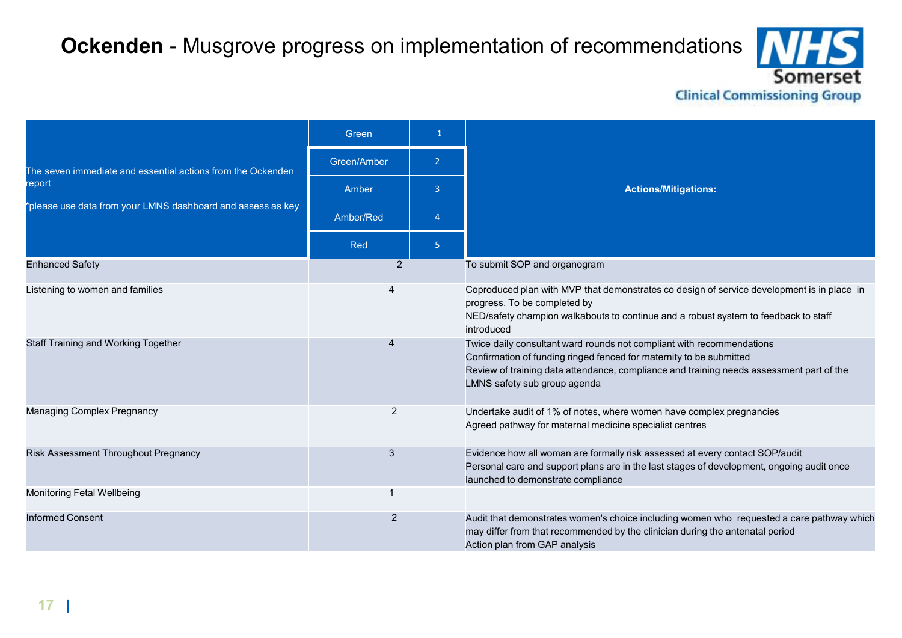# **Ockenden** - Musgrove progress on implementation of recommendations

NHS Somerset Clinical Commissioning Group

| The seven immediate and essential actions from the Ockenden report<br>*please use data from your LMNS dashboard and assess as key | Green 1<br>Green/Amber 2<br>Amber 3<br>Amber/Red 4<br>Red 5 | Actions/Mitigations: |
|---|---|---|
| Enhanced Safety | 2 | To submit SOP and organogram |
| Listening to women and families | 4 | Coproduced plan with MVP that demonstrates co design of service development is in place in progress. To be completed by<br>NED/safety champion walkabouts to continue and a robust system to feedback to staff introduced |
| Staff Training and Working Together | 4 | Twice daily consultant ward rounds not compliant with recommendations<br>Confirmation of funding ringed fenced for maternity to be submitted<br>Review of training data attendance, compliance and training needs assessment part of the LMNS safety sub group agenda |
| Managing Complex Pregnancy | 2 | Undertake audit of 1% of notes, where women have complex pregnancies<br>Agreed pathway for maternal medicine specialist centres |
| Risk Assessment Throughout Pregnancy | 3 | Evidence how all woman are formally risk assessed at every contact SOP/audit<br>Personal care and support plans are in the last stages of development, ongoing audit once launched to demonstrate compliance |
| Monitoring Fetal Wellbeing | 1 | |
| Informed Consent | 2 | Audit that demonstrates women's choice including women who requested a care pathway which may differ from that recommended by the clinician during the antenatal period<br>Action plan from GAP analysis |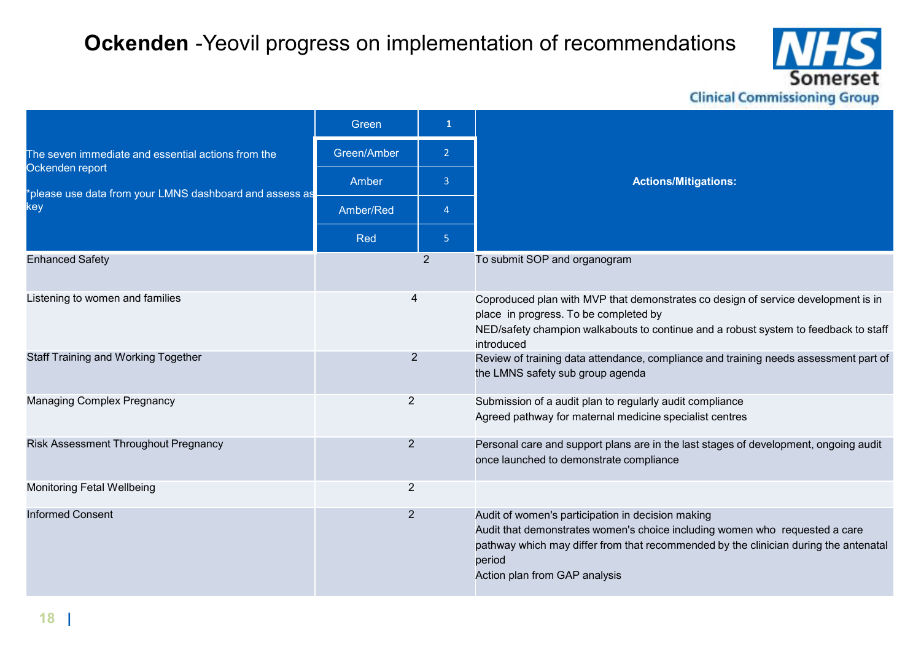# **Ockenden** -Yeovil progress on implementation of recommendations

NHS Somerset Clinical Commissioning Group

| The seven immediate and essential actions from the Ockenden report<br><br>*please use data from your LMNS dashboard and assess as key | Green 1<br>Green/Amber 2<br>Amber 3<br>Amber/Red 4<br>Red 5 | Actions/Mitigations: |
|---|---|---|
| Enhanced Safety | 2 | To submit SOP and organogram |
| Listening to women and families | 4 | Coproduced plan with MVP that demonstrates co design of service development is in place in progress. To be completed by<br>NED/safety champion walkabouts to continue and a robust system to feedback to staff introduced |
| Staff Training and Working Together | 2 | Review of training data attendance, compliance and training needs assessment part of the LMNS safety sub group agenda |
| Managing Complex Pregnancy | 2 | Submission of a audit plan to regularly audit compliance<br>Agreed pathway for maternal medicine specialist centres |
| Risk Assessment Throughout Pregnancy | 2 | Personal care and support plans are in the last stages of development, ongoing audit once launched to demonstrate compliance |
| Monitoring Fetal Wellbeing | 2 | |
| Informed Consent | 2 | Audit of women's participation in decision making<br>Audit that demonstrates women's choice including women who requested a care pathway which may differ from that recommended by the clinician during the antenatal period<br>Action plan from GAP analysis |